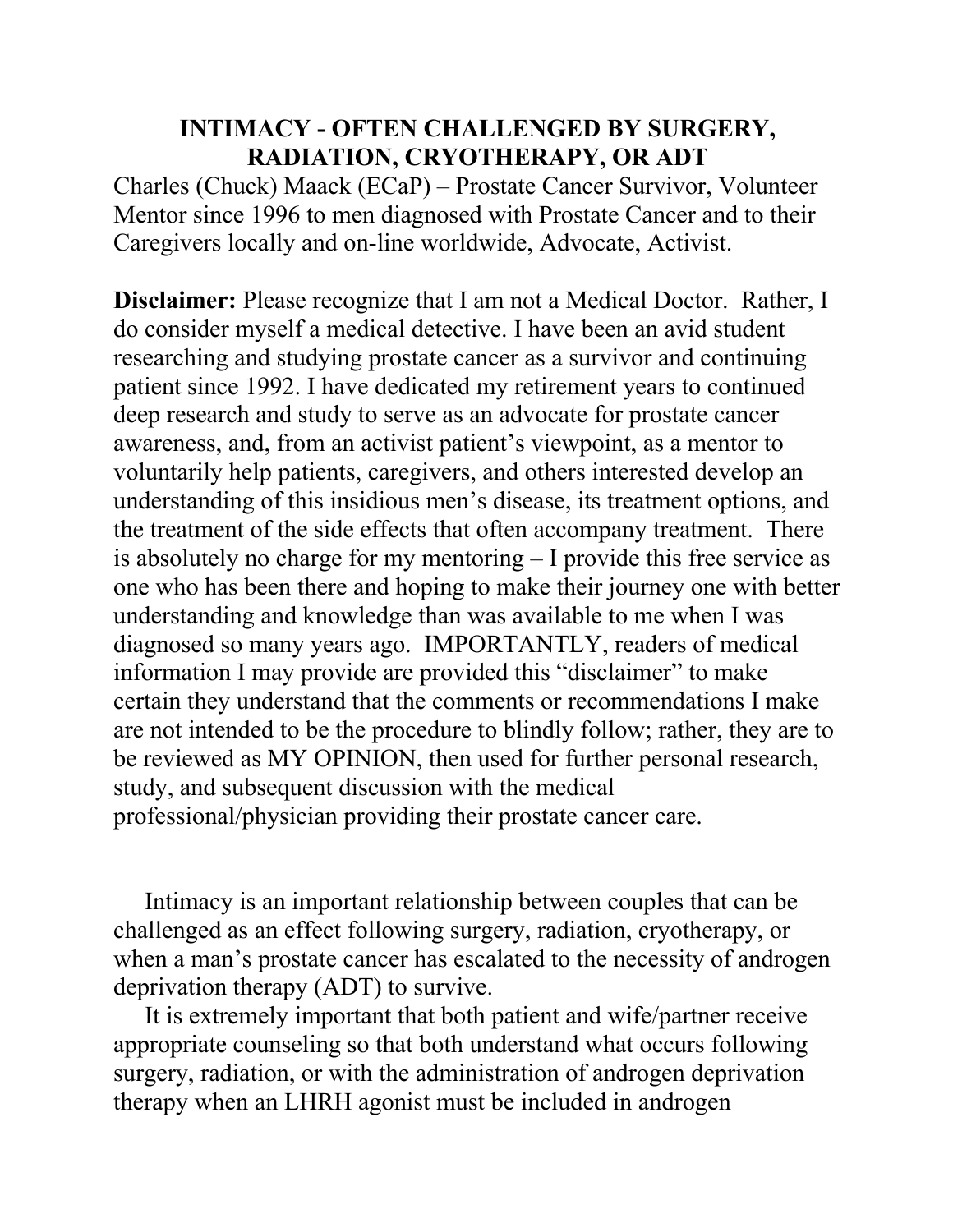# INTIMACY - OFTEN CHALLENGED BY SURGERY, RADIATION, CRYOTHERAPY, OR ADT

Charles (Chuck) Maack (ECaP) – Prostate Cancer Survivor, Volunteer Mentor since 1996 to men diagnosed with Prostate Cancer and to their Caregivers locally and on-line worldwide, Advocate, Activist.

**Disclaimer:** Please recognize that I am not a Medical Doctor. Rather, I do consider myself a medical detective. I have been an avid student researching and studying prostate cancer as a survivor and continuing patient since 1992. I have dedicated my retirement years to continued deep research and study to serve as an advocate for prostate cancer awareness, and, from an activist patient's viewpoint, as a mentor to voluntarily help patients, caregivers, and others interested develop an understanding of this insidious men's disease, its treatment options, and the treatment of the side effects that often accompany treatment. There is absolutely no charge for my mentoring – I provide this free service as one who has been there and hoping to make their journey one with better understanding and knowledge than was available to me when I was diagnosed so many years ago. IMPORTANTLY, readers of medical information I may provide are provided this "disclaimer" to make certain they understand that the comments or recommendations I make are not intended to be the procedure to blindly follow; rather, they are to be reviewed as MY OPINION, then used for further personal research, study, and subsequent discussion with the medical professional/physician providing their prostate cancer care.

Intimacy is an important relationship between couples that can be challenged as an effect following surgery, radiation, cryotherapy, or when a man's prostate cancer has escalated to the necessity of androgen deprivation therapy (ADT) to survive.

It is extremely important that both patient and wife/partner receive appropriate counseling so that both understand what occurs following surgery, radiation, or with the administration of androgen deprivation therapy when an LHRH agonist must be included in androgen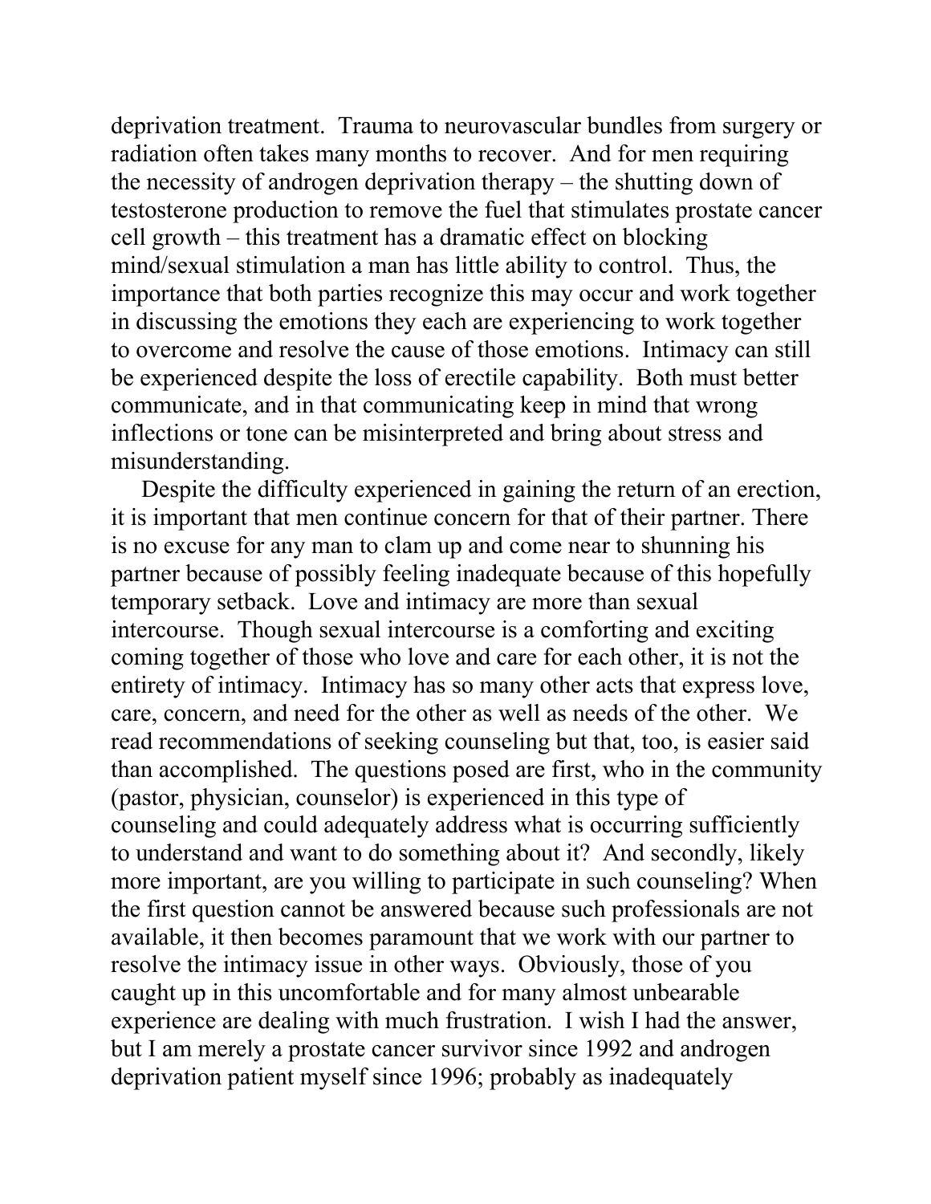deprivation treatment. Trauma to neurovascular bundles from surgery or radiation often takes many months to recover. And for men requiring the necessity of androgen deprivation therapy – the shutting down of testosterone production to remove the fuel that stimulates prostate cancer cell growth – this treatment has a dramatic effect on blocking mind/sexual stimulation a man has little ability to control. Thus, the importance that both parties recognize this may occur and work together in discussing the emotions they each are experiencing to work together to overcome and resolve the cause of those emotions. Intimacy can still be experienced despite the loss of erectile capability. Both must better communicate, and in that communicating keep in mind that wrong inflections or tone can be misinterpreted and bring about stress and misunderstanding.

Despite the difficulty experienced in gaining the return of an erection, it is important that men continue concern for that of their partner. There is no excuse for any man to clam up and come near to shunning his partner because of possibly feeling inadequate because of this hopefully temporary setback. Love and intimacy are more than sexual intercourse. Though sexual intercourse is a comforting and exciting coming together of those who love and care for each other, it is not the entirety of intimacy. Intimacy has so many other acts that express love, care, concern, and need for the other as well as needs of the other. We read recommendations of seeking counseling but that, too, is easier said than accomplished. The questions posed are first, who in the community (pastor, physician, counselor) is experienced in this type of counseling and could adequately address what is occurring sufficiently to understand and want to do something about it? And secondly, likely more important, are you willing to participate in such counseling? When the first question cannot be answered because such professionals are not available, it then becomes paramount that we work with our partner to resolve the intimacy issue in other ways. Obviously, those of you caught up in this uncomfortable and for many almost unbearable experience are dealing with much frustration. I wish I had the answer, but I am merely a prostate cancer survivor since 1992 and androgen deprivation patient myself since 1996; probably as inadequately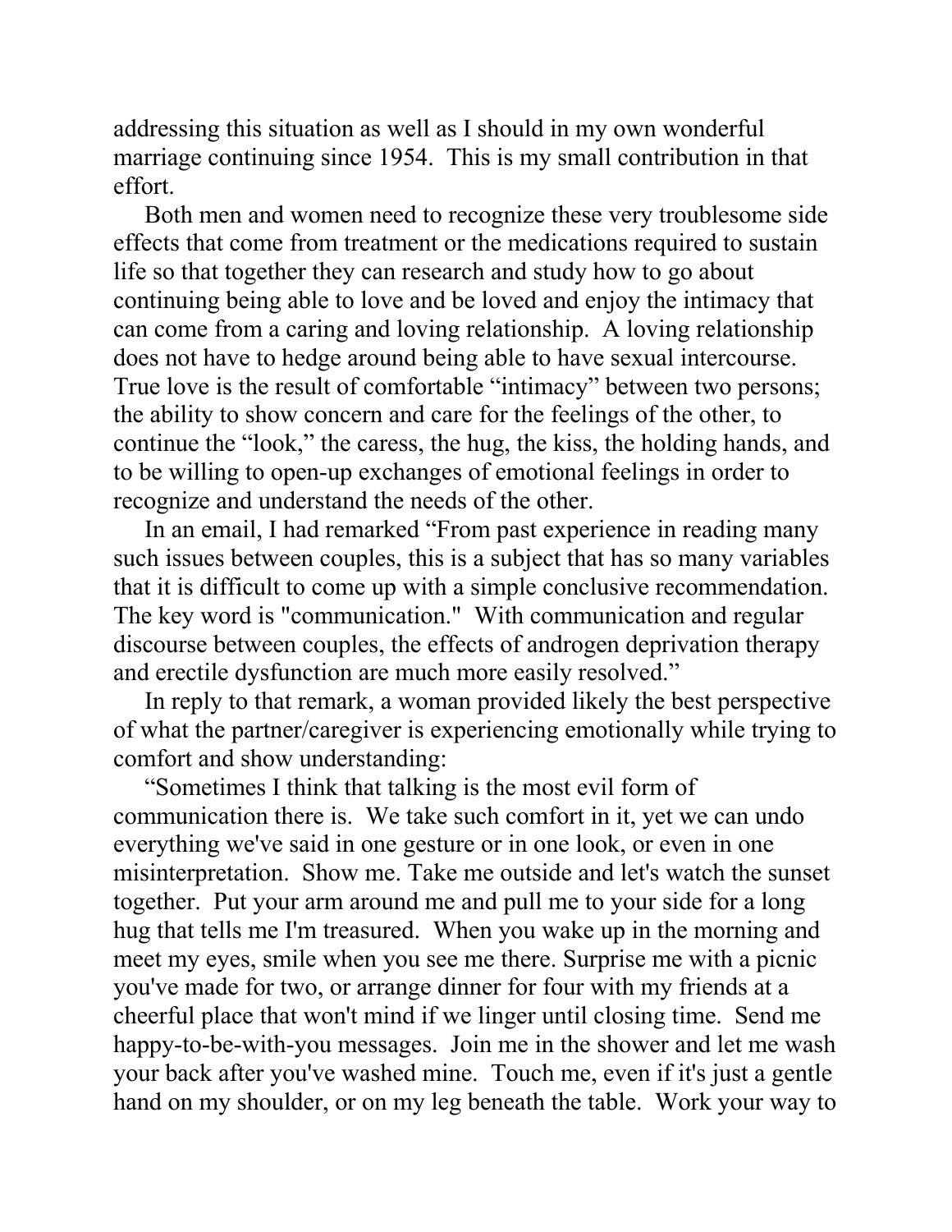addressing this situation as well as I should in my own wonderful marriage continuing since 1954. This is my small contribution in that effort.

Both men and women need to recognize these very troublesome side effects that come from treatment or the medications required to sustain life so that together they can research and study how to go about continuing being able to love and be loved and enjoy the intimacy that can come from a caring and loving relationship. A loving relationship does not have to hedge around being able to have sexual intercourse. True love is the result of comfortable "intimacy" between two persons; the ability to show concern and care for the feelings of the other, to continue the "look," the caress, the hug, the kiss, the holding hands, and to be willing to open-up exchanges of emotional feelings in order to recognize and understand the needs of the other.

In an email, I had remarked "From past experience in reading many such issues between couples, this is a subject that has so many variables that it is difficult to come up with a simple conclusive recommendation. The key word is "communication." With communication and regular discourse between couples, the effects of androgen deprivation therapy and erectile dysfunction are much more easily resolved."

In reply to that remark, a woman provided likely the best perspective of what the partner/caregiver is experiencing emotionally while trying to comfort and show understanding:

"Sometimes I think that talking is the most evil form of communication there is. We take such comfort in it, yet we can undo everything we've said in one gesture or in one look, or even in one misinterpretation. Show me. Take me outside and let's watch the sunset together. Put your arm around me and pull me to your side for a long hug that tells me I'm treasured. When you wake up in the morning and meet my eyes, smile when you see me there. Surprise me with a picnic you've made for two, or arrange dinner for four with my friends at a cheerful place that won't mind if we linger until closing time. Send me happy-to-be-with-you messages. Join me in the shower and let me wash your back after you've washed mine. Touch me, even if it's just a gentle hand on my shoulder, or on my leg beneath the table. Work your way to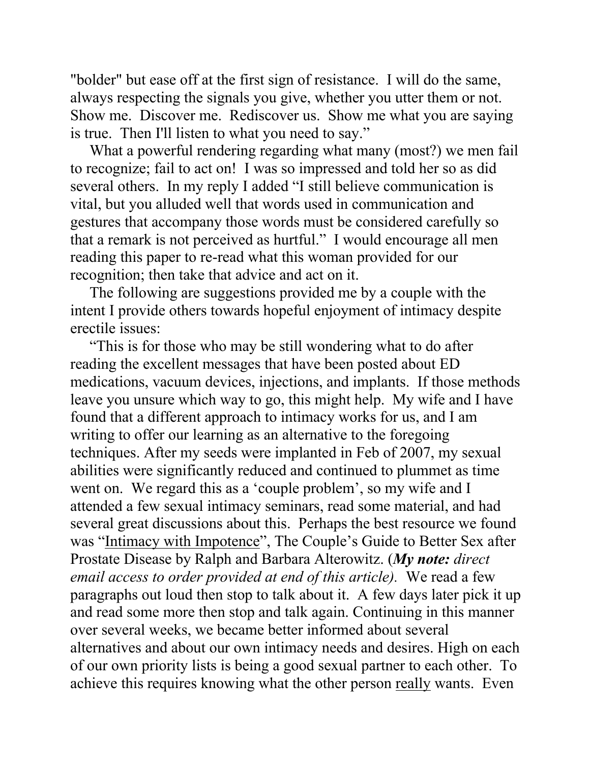"bolder" but ease off at the first sign of resistance. I will do the same, always respecting the signals you give, whether you utter them or not. Show me. Discover me. Rediscover us. Show me what you are saying is true. Then I'll listen to what you need to say."

What a powerful rendering regarding what many (most?) we men fail to recognize; fail to act on! I was so impressed and told her so as did several others. In my reply I added "I still believe communication is vital, but you alluded well that words used in communication and gestures that accompany those words must be considered carefully so that a remark is not perceived as hurtful." I would encourage all men reading this paper to re-read what this woman provided for our recognition; then take that advice and act on it.

The following are suggestions provided me by a couple with the intent I provide others towards hopeful enjoyment of intimacy despite erectile issues:

"This is for those who may be still wondering what to do after reading the excellent messages that have been posted about ED medications, vacuum devices, injections, and implants. If those methods leave you unsure which way to go, this might help. My wife and I have found that a different approach to intimacy works for us, and I am writing to offer our learning as an alternative to the foregoing techniques. After my seeds were implanted in Feb of 2007, my sexual abilities were significantly reduced and continued to plummet as time went on. We regard this as a 'couple problem', so my wife and I attended a few sexual intimacy seminars, read some material, and had several great discussions about this. Perhaps the best resource we found was "<u>Intimacy with Impotence</u>", The Couple's Guide to Better Sex after Prostate Disease by Ralph and Barbara Alterowitz. (***My note:*** *direct email access to order provided at end of this article).* We read a few paragraphs out loud then stop to talk about it. A few days later pick it up and read some more then stop and talk again. Continuing in this manner over several weeks, we became better informed about several alternatives and about our own intimacy needs and desires. High on each of our own priority lists is being a good sexual partner to each other. To achieve this requires knowing what the other person <u>really</u> wants. Even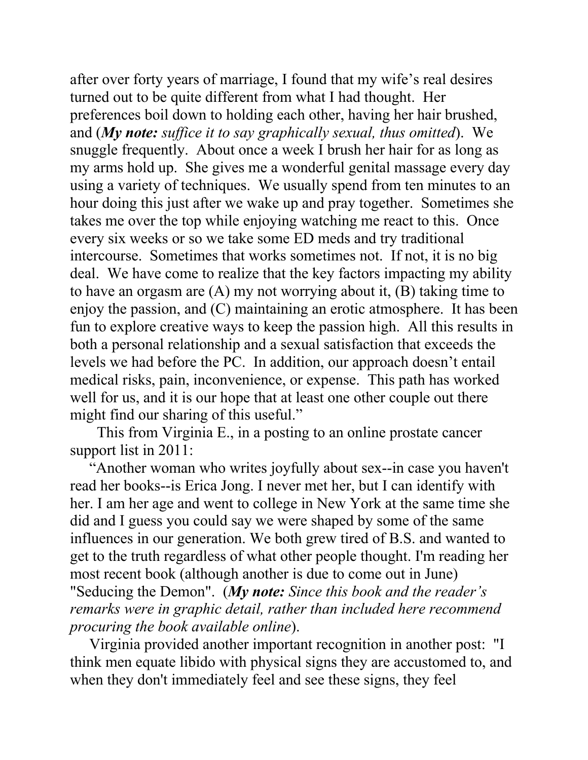after over forty years of marriage, I found that my wife's real desires turned out to be quite different from what I had thought. Her preferences boil down to holding each other, having her hair brushed, and (***My note:*** *suffice it to say graphically sexual, thus omitted*). We snuggle frequently. About once a week I brush her hair for as long as my arms hold up. She gives me a wonderful genital massage every day using a variety of techniques. We usually spend from ten minutes to an hour doing this just after we wake up and pray together. Sometimes she takes me over the top while enjoying watching me react to this. Once every six weeks or so we take some ED meds and try traditional intercourse. Sometimes that works sometimes not. If not, it is no big deal. We have come to realize that the key factors impacting my ability to have an orgasm are (A) my not worrying about it, (B) taking time to enjoy the passion, and (C) maintaining an erotic atmosphere. It has been fun to explore creative ways to keep the passion high. All this results in both a personal relationship and a sexual satisfaction that exceeds the levels we had before the PC. In addition, our approach doesn't entail medical risks, pain, inconvenience, or expense. This path has worked well for us, and it is our hope that at least one other couple out there might find our sharing of this useful."

This from Virginia E., in a posting to an online prostate cancer support list in 2011:

"Another woman who writes joyfully about sex--in case you haven't read her books--is Erica Jong. I never met her, but I can identify with her. I am her age and went to college in New York at the same time she did and I guess you could say we were shaped by some of the same influences in our generation. We both grew tired of B.S. and wanted to get to the truth regardless of what other people thought. I'm reading her most recent book (although another is due to come out in June) "Seducing the Demon". (***My note:*** *Since this book and the reader's remarks were in graphic detail, rather than included here recommend procuring the book available online*).

Virginia provided another important recognition in another post: "I think men equate libido with physical signs they are accustomed to, and when they don't immediately feel and see these signs, they feel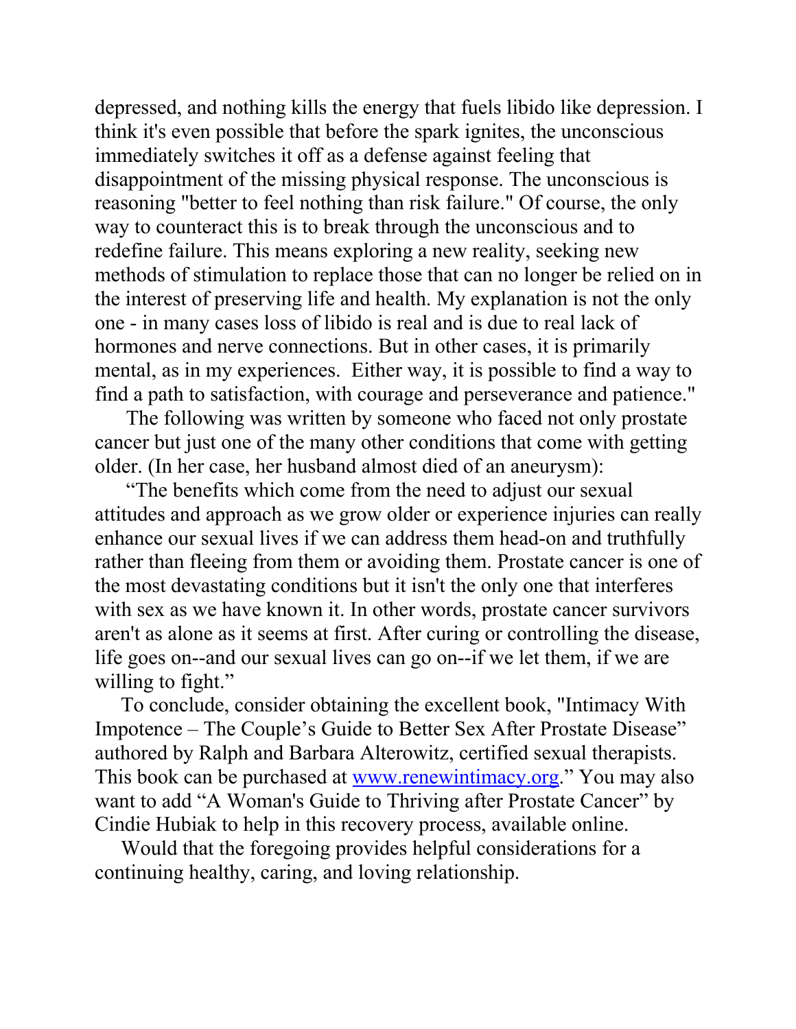depressed, and nothing kills the energy that fuels libido like depression. I think it's even possible that before the spark ignites, the unconscious immediately switches it off as a defense against feeling that disappointment of the missing physical response. The unconscious is reasoning "better to feel nothing than risk failure." Of course, the only way to counteract this is to break through the unconscious and to redefine failure. This means exploring a new reality, seeking new methods of stimulation to replace those that can no longer be relied on in the interest of preserving life and health. My explanation is not the only one - in many cases loss of libido is real and is due to real lack of hormones and nerve connections. But in other cases, it is primarily mental, as in my experiences.  Either way, it is possible to find a way to find a path to satisfaction, with courage and perseverance and patience."

The following was written by someone who faced not only prostate cancer but just one of the many other conditions that come with getting older. (In her case, her husband almost died of an aneurysm):

"The benefits which come from the need to adjust our sexual attitudes and approach as we grow older or experience injuries can really enhance our sexual lives if we can address them head-on and truthfully rather than fleeing from them or avoiding them. Prostate cancer is one of the most devastating conditions but it isn't the only one that interferes with sex as we have known it. In other words, prostate cancer survivors aren't as alone as it seems at first. After curing or controlling the disease, life goes on--and our sexual lives can go on--if we let them, if we are willing to fight."

To conclude, consider obtaining the excellent book, "Intimacy With Impotence – The Couple's Guide to Better Sex After Prostate Disease" authored by Ralph and Barbara Alterowitz, certified sexual therapists. This book can be purchased at [www.renewintimacy.org](http://www.renewintimacy.org)." You may also want to add "A Woman's Guide to Thriving after Prostate Cancer" by Cindie Hubiak to help in this recovery process, available online.

Would that the foregoing provides helpful considerations for a continuing healthy, caring, and loving relationship.